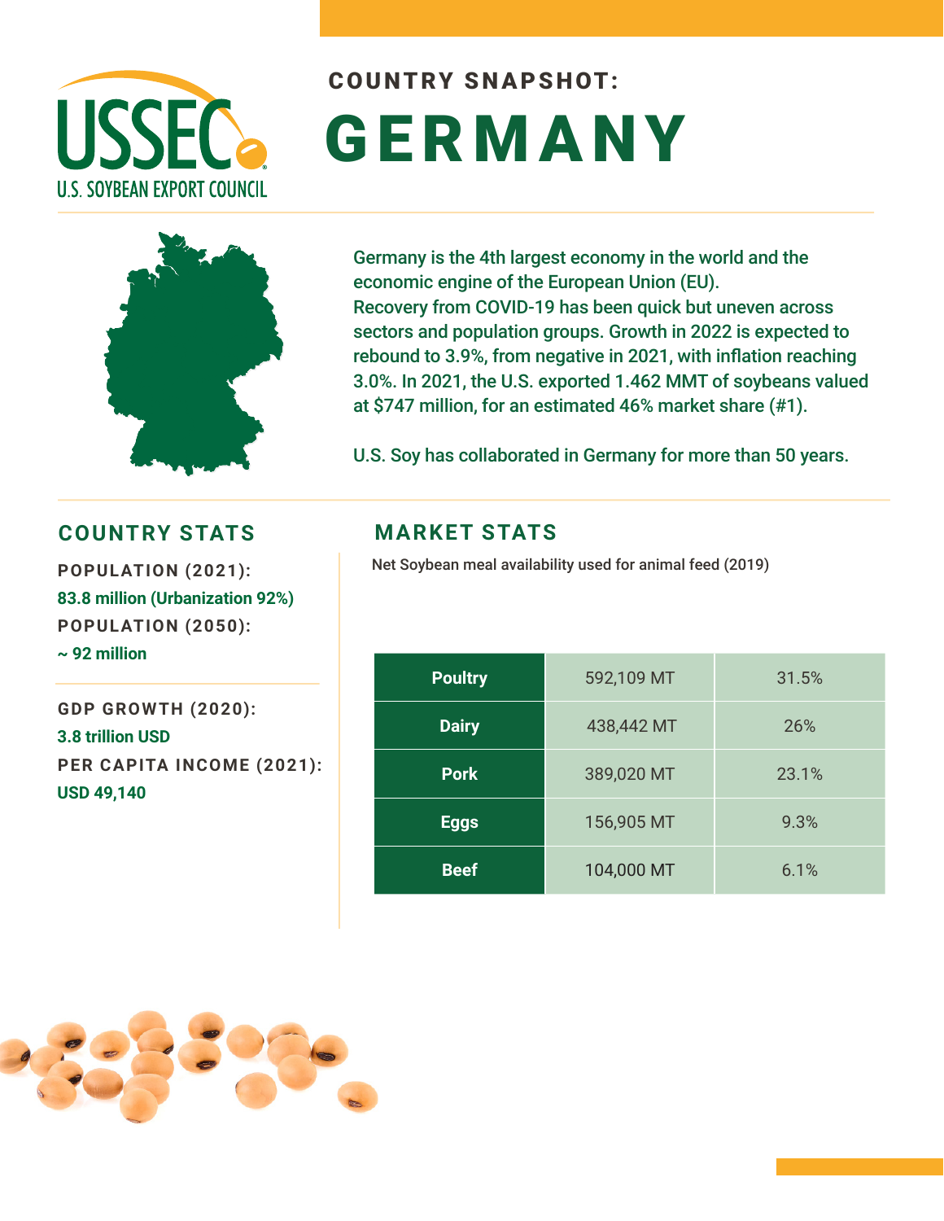# COUNTRY SNAPSHOT: GERMANY

USSEC U.S. SOYBEAN EXPORT COUNCIL

Germany is the 4th largest economy in the world and the economic engine of the European Union (EU). Recovery from COVID-19 has been quick but uneven across sectors and population groups. Growth in 2022 is expected to rebound to 3.9%, from negative in 2021, with inflation reaching 3.0%. In 2021, the U.S. exported 1.462 MMT of soybeans valued at $747 million, for an estimated 46% market share (#1).

U.S. Soy has collaborated in Germany for more than 50 years.

## COUNTRY STATS

**POPULATION (2021):**
83.8 million (Urbanization 92%)

**POPULATION (2050):**
~ 92 million

**GDP GROWTH (2020):**
3.8 trillion USD

**PER CAPITA INCOME (2021):**
USD 49,140

## MARKET STATS

Net Soybean meal availability used for animal feed (2019)

| | | |
|---|---|---|
| Poultry | 592,109 MT | 31.5% |
| Dairy | 438,442 MT | 26% |
| Pork | 389,020 MT | 23.1% |
| Eggs | 156,905 MT | 9.3% |
| Beef | 104,000 MT | 6.1% |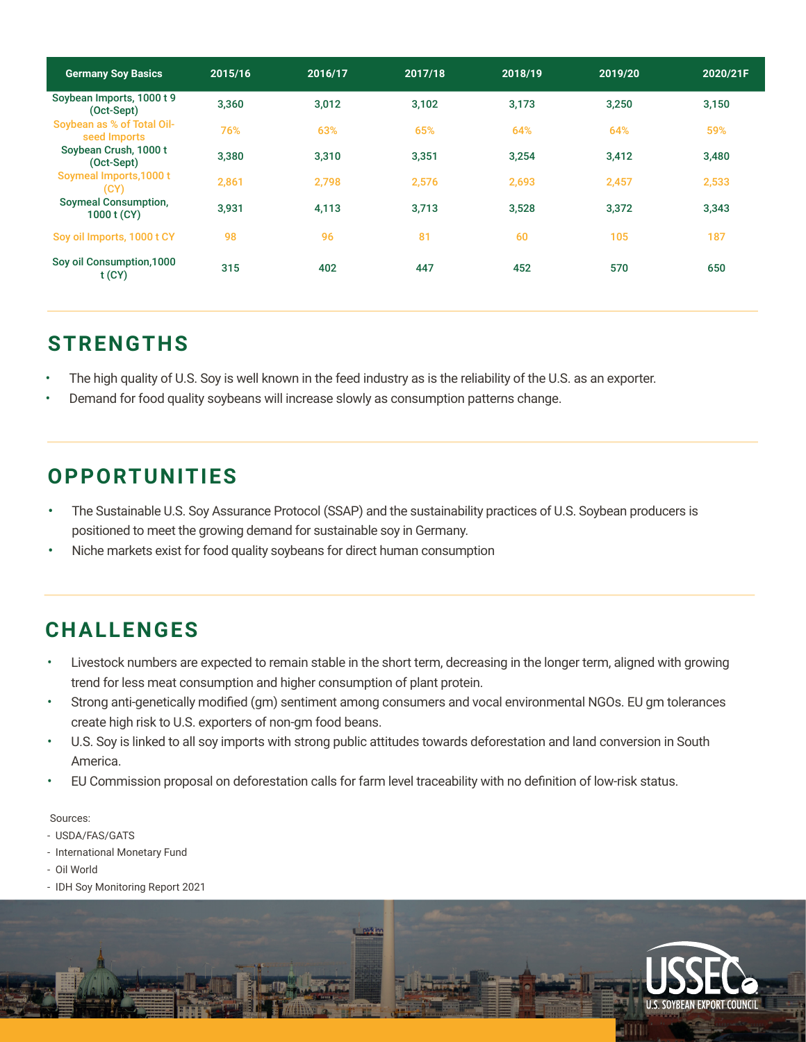| Germany Soy Basics | 2015/16 | 2016/17 | 2017/18 | 2018/19 | 2019/20 | 2020/21F |
|---|---|---|---|---|---|---|
| Soybean Imports, 1000 t 9 (Oct-Sept) | 3,360 | 3,012 | 3,102 | 3,173 | 3,250 | 3,150 |
| Soybean as % of Total Oil-seed Imports | 76% | 63% | 65% | 64% | 64% | 59% |
| Soybean Crush, 1000 t (Oct-Sept) | 3,380 | 3,310 | 3,351 | 3,254 | 3,412 | 3,480 |
| Soymeal Imports,1000 t (CY) | 2,861 | 2,798 | 2,576 | 2,693 | 2,457 | 2,533 |
| Soymeal Consumption, 1000 t (CY) | 3,931 | 4,113 | 3,713 | 3,528 | 3,372 | 3,343 |
| Soy oil Imports, 1000 t CY | 98 | 96 | 81 | 60 | 105 | 187 |
| Soy oil Consumption,1000 t (CY) | 315 | 402 | 447 | 452 | 570 | 650 |

## STRENGTHS

- The high quality of U.S. Soy is well known in the feed industry as is the reliability of the U.S. as an exporter.
- Demand for food quality soybeans will increase slowly as consumption patterns change.

## OPPORTUNITIES

- The Sustainable U.S. Soy Assurance Protocol (SSAP) and the sustainability practices of U.S. Soybean producers is positioned to meet the growing demand for sustainable soy in Germany.
- Niche markets exist for food quality soybeans for direct human consumption

## CHALLENGES

- Livestock numbers are expected to remain stable in the short term, decreasing in the longer term, aligned with growing trend for less meat consumption and higher consumption of plant protein.
- Strong anti-genetically modified (gm) sentiment among consumers and vocal environmental NGOs. EU gm tolerances create high risk to U.S. exporters of non-gm food beans.
- U.S. Soy is linked to all soy imports with strong public attitudes towards deforestation and land conversion in South America.
- EU Commission proposal on deforestation calls for farm level traceability with no definition of low-risk status.

Sources:

- USDA/FAS/GATS
- International Monetary Fund
- Oil World
- IDH Soy Monitoring Report 2021

USSEC U.S. SOYBEAN EXPORT COUNCIL